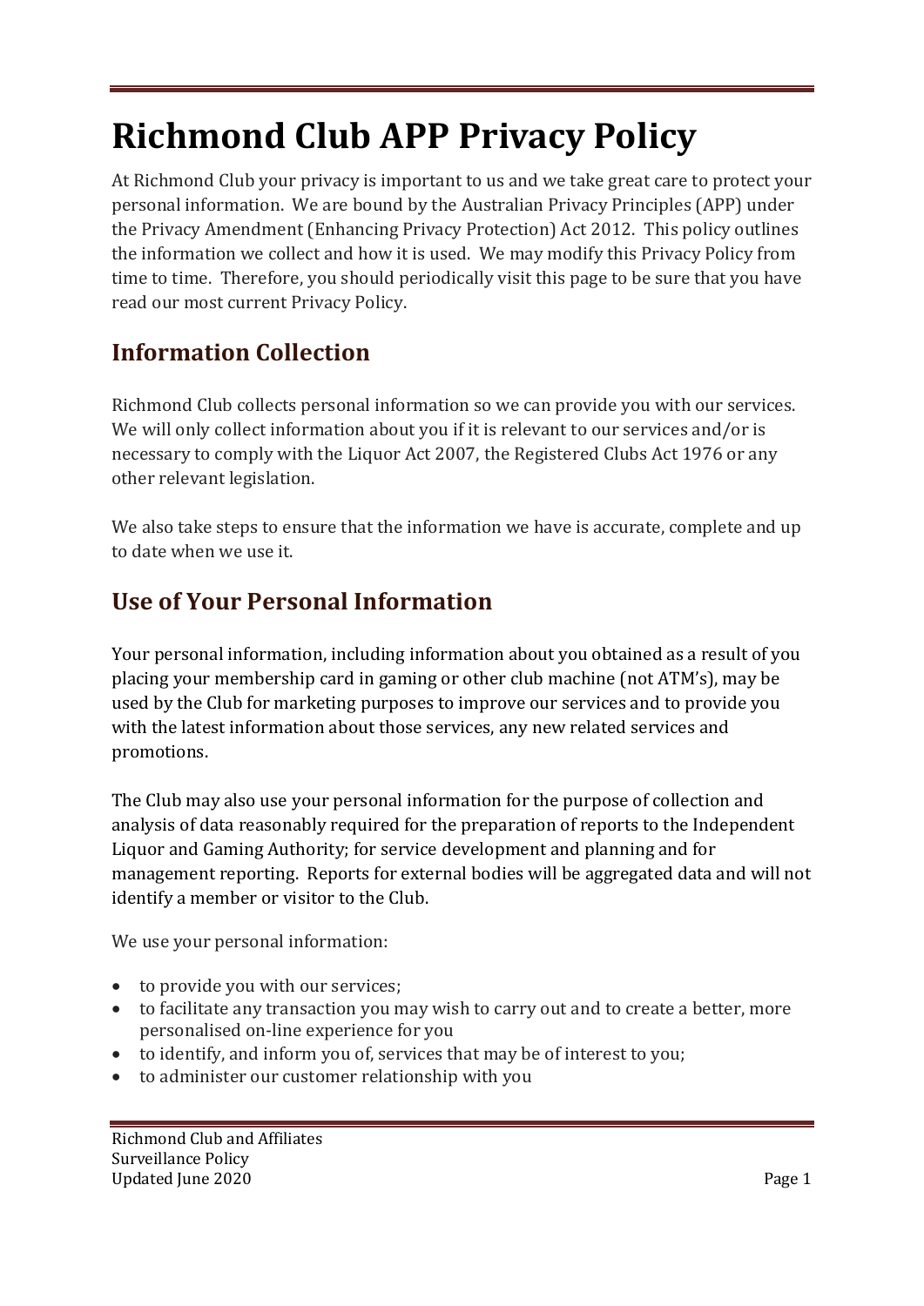# Richmond Club APP Privacy Policy

At Richmond Club your privacy is important to us and we take great care to protect your personal information. We are bound by the Australian Privacy Principles (APP) under the Privacy Amendment (Enhancing Privacy Protection) Act 2012. This policy outlines the information we collect and how it is used. We may modify this Privacy Policy from time to time. Therefore, you should periodically visit this page to be sure that you have read our most current Privacy Policy.

## Information Collection

Richmond Club collects personal information so we can provide you with our services. We will only collect information about you if it is relevant to our services and/or is necessary to comply with the Liquor Act 2007, the Registered Clubs Act 1976 or any other relevant legislation.

We also take steps to ensure that the information we have is accurate, complete and up to date when we use it.

## Use of Your Personal Information

Your personal information, including information about you obtained as a result of you placing your membership card in gaming or other club machine (not ATM's), may be used by the Club for marketing purposes to improve our services and to provide you with the latest information about those services, any new related services and promotions.

The Club may also use your personal information for the purpose of collection and analysis of data reasonably required for the preparation of reports to the Independent Liquor and Gaming Authority; for service development and planning and for management reporting. Reports for external bodies will be aggregated data and will not identify a member or visitor to the Club.

We use your personal information:

- to provide you with our services;
- to facilitate any transaction you may wish to carry out and to create a better, more personalised on-line experience for you
- to identify, and inform you of, services that may be of interest to you;
- to administer our customer relationship with you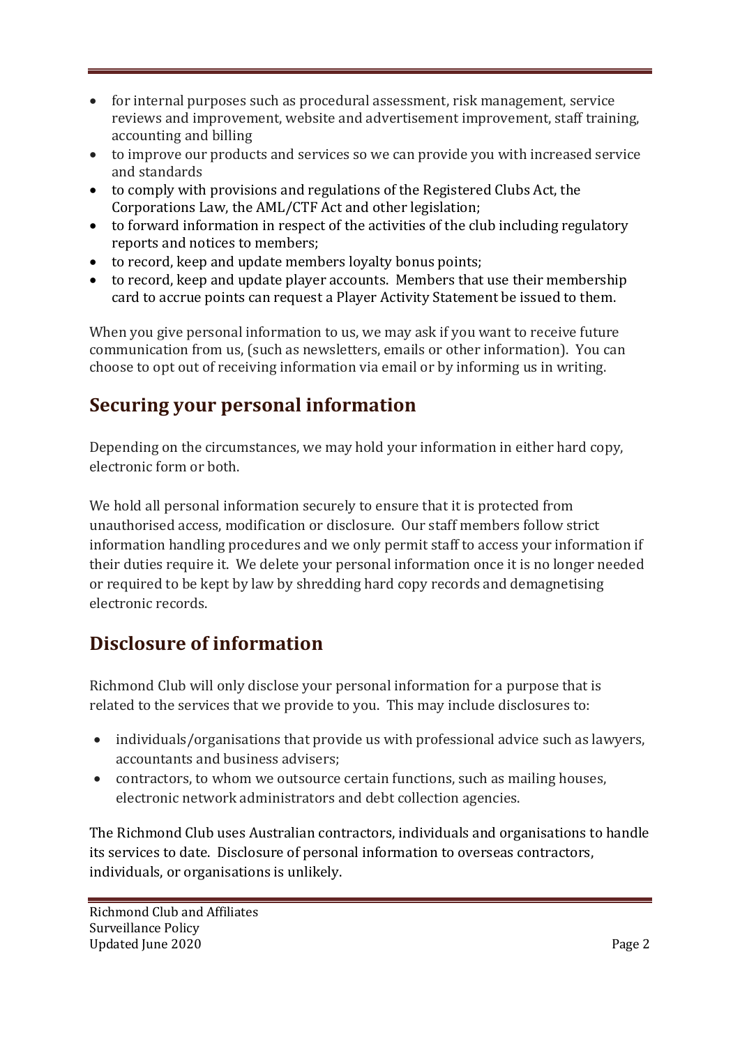- for internal purposes such as procedural assessment, risk management, service reviews and improvement, website and advertisement improvement, staff training, accounting and billing
- to improve our products and services so we can provide you with increased service and standards
- to comply with provisions and regulations of the Registered Clubs Act, the Corporations Law, the AML/CTF Act and other legislation;
- to forward information in respect of the activities of the club including regulatory reports and notices to members;
- to record, keep and update members loyalty bonus points;
- to record, keep and update player accounts. Members that use their membership card to accrue points can request a Player Activity Statement be issued to them.

When you give personal information to us, we may ask if you want to receive future communication from us, (such as newsletters, emails or other information). You can choose to opt out of receiving information via email or by informing us in writing.

## Securing your personal information

Depending on the circumstances, we may hold your information in either hard copy, electronic form or both.

We hold all personal information securely to ensure that it is protected from unauthorised access, modification or disclosure. Our staff members follow strict information handling procedures and we only permit staff to access your information if their duties require it. We delete your personal information once it is no longer needed or required to be kept by law by shredding hard copy records and demagnetising electronic records.

## Disclosure of information

Richmond Club will only disclose your personal information for a purpose that is related to the services that we provide to you. This may include disclosures to:

- individuals/organisations that provide us with professional advice such as lawyers, accountants and business advisers;
- contractors, to whom we outsource certain functions, such as mailing houses, electronic network administrators and debt collection agencies.

The Richmond Club uses Australian contractors, individuals and organisations to handle its services to date. Disclosure of personal information to overseas contractors, individuals, or organisations is unlikely.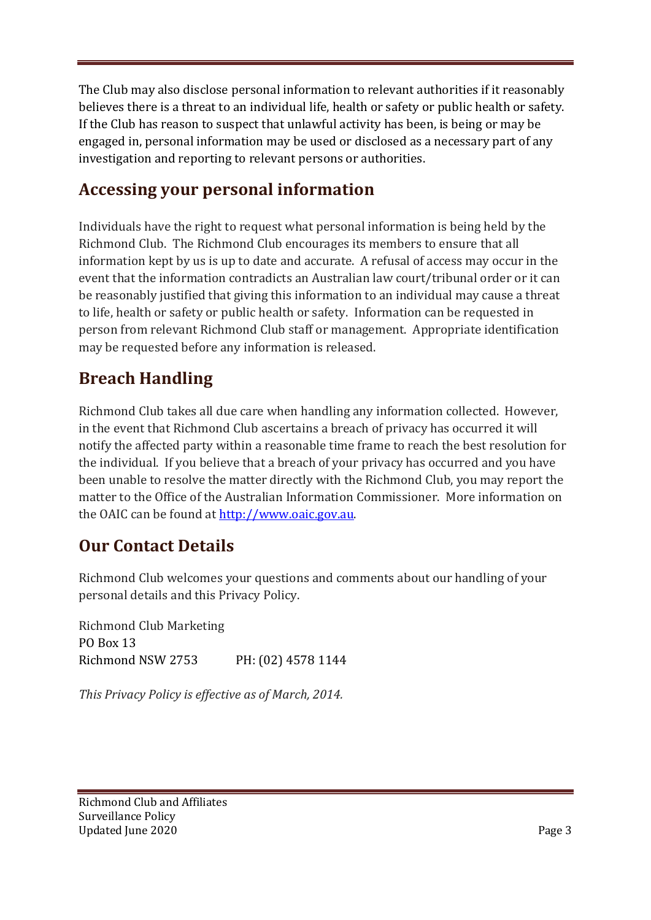The Club may also disclose personal information to relevant authorities if it reasonably believes there is a threat to an individual life, health or safety or public health or safety. If the Club has reason to suspect that unlawful activity has been, is being or may be engaged in, personal information may be used or disclosed as a necessary part of any investigation and reporting to relevant persons or authorities.

## Accessing your personal information

Individuals have the right to request what personal information is being held by the Richmond Club. The Richmond Club encourages its members to ensure that all information kept by us is up to date and accurate. A refusal of access may occur in the event that the information contradicts an Australian law court/tribunal order or it can be reasonably justified that giving this information to an individual may cause a threat to life, health or safety or public health or safety. Information can be requested in person from relevant Richmond Club staff or management. Appropriate identification may be requested before any information is released.

## Breach Handling

Richmond Club takes all due care when handling any information collected. However, in the event that Richmond Club ascertains a breach of privacy has occurred it will notify the affected party within a reasonable time frame to reach the best resolution for the individual. If you believe that a breach of your privacy has occurred and you have been unable to resolve the matter directly with the Richmond Club, you may report the matter to the Office of the Australian Information Commissioner. More information on the OAIC can be found at [http://www.oaic.gov.au](http://www.oaic.gov.au).

## Our Contact Details

Richmond Club welcomes your questions and comments about our handling of your personal details and this Privacy Policy.

Richmond Club Marketing
PO Box 13
Richmond NSW 2753 PH: (02) 4578 1144

*This Privacy Policy is effective as of March, 2014.*